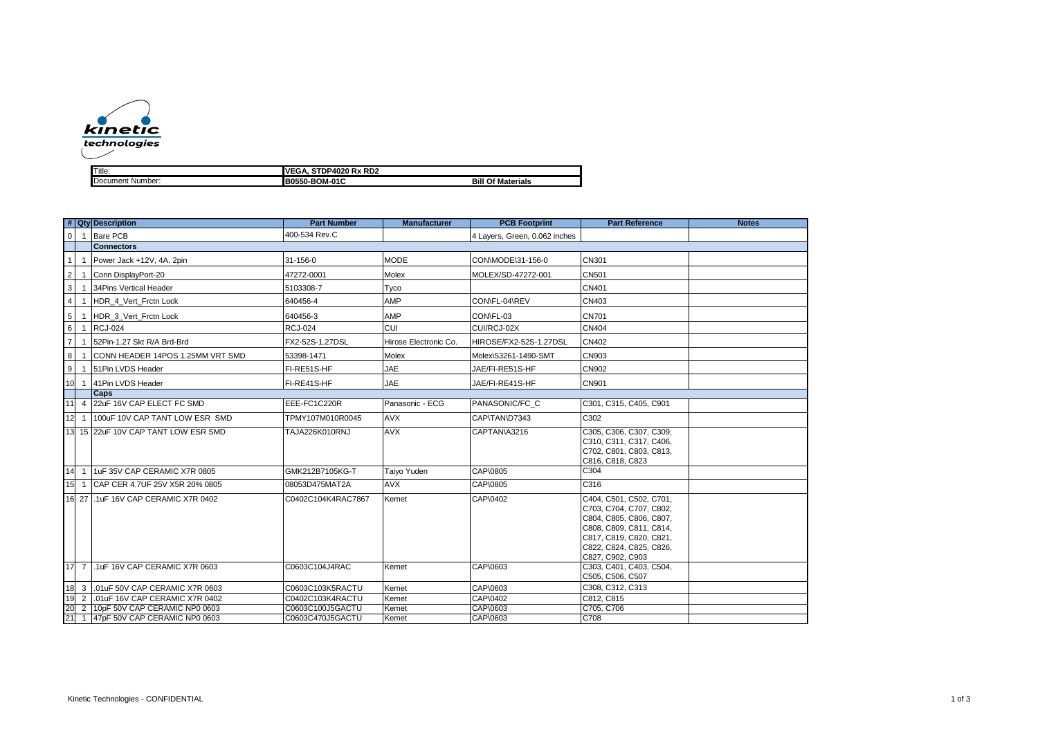| Title: | VEGA, STDP4020 Rx RD2 | |
|---|---|---|
| Document Number: | B0550-BOM-01C | Bill Of Materials |

| # | Qty | Description | Part Number | Manufacturer | PCB Footprint | Part Reference | Notes |
|---|---|---|---|---|---|---|---|
| 0 | 1 | Bare PCB | 400-534 Rev.C | | 4 Layers, Green, 0.062 inches | | |
| | | **Connectors** | | | | | |
| 1 | 1 | Power Jack +12V, 4A, 2pin | 31-156-0 | MODE | CON\MODE\31-156-0 | CN301 | |
| 2 | 1 | Conn DisplayPort-20 | 47272-0001 | Molex | MOLEX/SD-47272-001 | CN501 | |
| 3 | 1 | 34Pins Vertical Header | 5103308-7 | Tyco | | CN401 | |
| 4 | 1 | HDR_4_Vert_Frctn Lock | 640456-4 | AMP | CON\FL-04\REV | CN403 | |
| 5 | 1 | HDR_3_Vert_Frctn Lock | 640456-3 | AMP | CON\FL-03 | CN701 | |
| 6 | 1 | RCJ-024 | RCJ-024 | CUI | CUI/RCJ-02X | CN404 | |
| 7 | 1 | 52Pin-1.27 Skt R/A Brd-Brd | FX2-52S-1.27DSL | Hirose Electronic Co. | HIROSE/FX2-52S-1.27DSL | CN402 | |
| 8 | 1 | CONN HEADER 14POS 1.25MM VRT SMD | 53398-1471 | Molex | Molex\53261-1490-SMT | CN903 | |
| 9 | 1 | 51Pin LVDS Header | FI-RE51S-HF | JAE | JAE/FI-RE51S-HF | CN902 | |
| 10 | 1 | 41Pin LVDS Header | FI-RE41S-HF | JAE | JAE/FI-RE41S-HF | CN901 | |
| | | **Caps** | | | | | |
| 11 | 4 | 22uF 16V CAP ELECT FC SMD | EEE-FC1C220R | Panasonic - ECG | PANASONIC/FC_C | C301, C315, C405, C901 | |
| 12 | 1 | 100uF 10V CAP TANT LOW ESR SMD | TPMY107M010R0045 | AVX | CAP\TAN\D7343 | C302 | |
| 13 | 15 | 22uF 10V CAP TANT LOW ESR SMD | TAJA226K010RNJ | AVX | CAPTAN\A3216 | C305, C306, C307, C309, C310, C311, C317, C406, C702, C801, C803, C813, C816, C818, C823 | |
| 14 | 1 | 1uF 35V CAP CERAMIC X7R 0805 | GMK212B7105KG-T | Taiyo Yuden | CAP\0805 | C304 | |
| 15 | 1 | CAP CER 4.7UF 25V X5R 20% 0805 | 08053D475MAT2A | AVX | CAP\0805 | C316 | |
| 16 | 27 | .1uF 16V CAP CERAMIC X7R 0402 | C0402C104K4RAC7867 | Kemet | CAP\0402 | C404, C501, C502, C701, C703, C704, C707, C802, C804, C805, C806, C807, C808, C809, C811, C814, C817, C819, C820, C821, C822, C824, C825, C826, C827, C902, C903 | |
| 17 | 7 | .1uF 16V CAP CERAMIC X7R 0603 | C0603C104J4RAC | Kemet | CAP\0603 | C303, C401, C403, C504, C505, C506, C507 | |
| 18 | 3 | .01uF 50V CAP CERAMIC X7R 0603 | C0603C103K5RACTU | Kemet | CAP\0603 | C308, C312, C313 | |
| 19 | 2 | .01uF 16V CAP CERAMIC X7R 0402 | C0402C103K4RACTU | Kemet | CAP\0402 | C812, C815 | |
| 20 | 2 | 10pF 50V CAP CERAMIC NP0 0603 | C0603C100J5GACTU | Kemet | CAP\0603 | C705, C706 | |
| 21 | 1 | 47pF 50V CAP CERAMIC NP0 0603 | C0603C470J5GACTU | Kemet | CAP\0603 | C708 | |

Kinetic Technologies - CONFIDENTIAL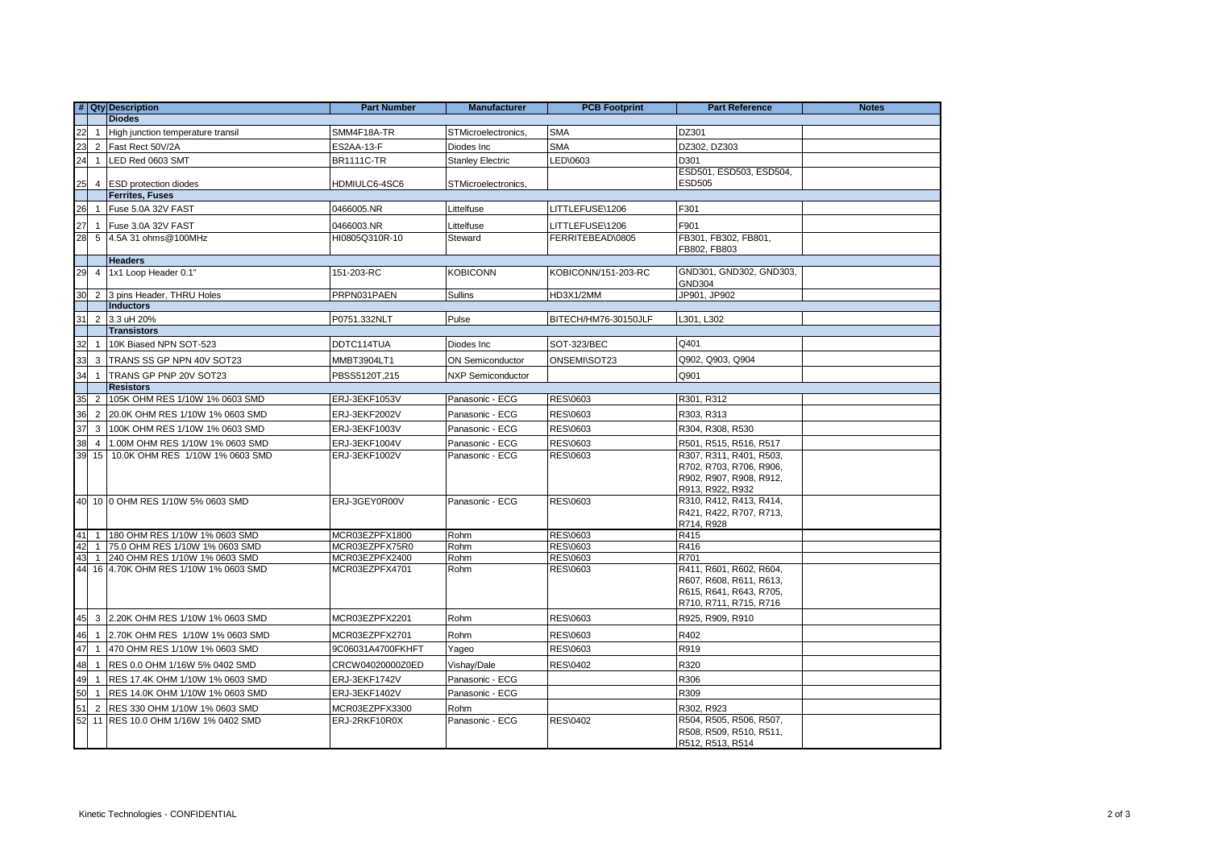| # | Qty | Description | Part Number | Manufacturer | PCB Footprint | Part Reference | Notes |
|---|---|---|---|---|---|---|---|
| | | **Diodes** | | | | | |
| 22 | 1 | High junction temperature transil | SMM4F18A-TR | STMicroelectronics, | SMA | DZ301 | |
| 23 | 2 | Fast Rect 50V/2A | ES2AA-13-F | Diodes Inc | SMA | DZ302, DZ303 | |
| 24 | 1 | LED Red 0603 SMT | BR1111C-TR | Stanley Electric | LED\0603 | D301 | |
| 25 | 4 | ESD protection diodes | HDMIULC6-4SC6 | STMicroelectronics, | | ESD501, ESD503, ESD504, ESD505 | |
| | | **Ferrites, Fuses** | | | | | |
| 26 | 1 | Fuse 5.0A 32V FAST | 0466005.NR | Littelfuse | LITTLEFUSE\1206 | F301 | |
| 27 | 1 | Fuse 3.0A 32V FAST | 0466003.NR | Littelfuse | LITTLEFUSE\1206 | F901 | |
| 28 | 5 | 4.5A 31 ohms@100MHz | HI0805Q310R-10 | Steward | FERRITEBEAD\0805 | FB301, FB302, FB801, FB802, FB803 | |
| | | **Headers** | | | | | |
| 29 | 4 | 1x1 Loop Header 0.1" | 151-203-RC | KOBICONN | KOBICONN/151-203-RC | GND301, GND302, GND303, GND304 | |
| 30 | 2 | 3 pins Header, THRU Holes | PRPN031PAEN | Sullins | HD3X1/2MM | JP901, JP902 | |
| | | **Inductors** | | | | | |
| 31 | 2 | 3.3 uH 20% | P0751.332NLT | Pulse | BITECH/HM76-30150JLF | L301, L302 | |
| | | **Transistors** | | | | | |
| 32 | 1 | 10K Biased NPN SOT-523 | DDTC114TUA | Diodes Inc | SOT-323/BEC | Q401 | |
| 33 | 3 | TRANS SS GP NPN 40V SOT23 | MMBT3904LT1 | ON Semiconductor | ONSEMI\SOT23 | Q902, Q903, Q904 | |
| 34 | 1 | TRANS GP PNP 20V SOT23 | PBSS5120T,215 | NXP Semiconductor | | Q901 | |
| | | **Resistors** | | | | | |
| 35 | 2 | 105K OHM RES 1/10W 1% 0603 SMD | ERJ-3EKF1053V | Panasonic - ECG | RES\0603 | R301, R312 | |
| 36 | 2 | 20.0K OHM RES 1/10W 1% 0603 SMD | ERJ-3EKF2002V | Panasonic - ECG | RES\0603 | R303, R313 | |
| 37 | 3 | 100K OHM RES 1/10W 1% 0603 SMD | ERJ-3EKF1003V | Panasonic - ECG | RES\0603 | R304, R308, R530 | |
| 38 | 4 | 1.00M OHM RES 1/10W 1% 0603 SMD | ERJ-3EKF1004V | Panasonic - ECG | RES\0603 | R501, R515, R516, R517 | |
| 39 | 15 | 10.0K OHM RES 1/10W 1% 0603 SMD | ERJ-3EKF1002V | Panasonic - ECG | RES\0603 | R307, R311, R401, R503, R702, R703, R706, R906, R902, R907, R908, R912, R913, R922, R932 | |
| 40 | 10 | 0 OHM RES 1/10W 5% 0603 SMD | ERJ-3GEY0R00V | Panasonic - ECG | RES\0603 | R310, R412, R413, R414, R421, R422, R707, R713, R714, R928 | |
| 41 | 1 | 180 OHM RES 1/10W 1% 0603 SMD | MCR03EZPFX1800 | Rohm | RES\0603 | R415 | |
| 42 | 1 | 75.0 OHM RES 1/10W 1% 0603 SMD | MCR03EZPFX75R0 | Rohm | RES\0603 | R416 | |
| 43 | 1 | 240 OHM RES 1/10W 1% 0603 SMD | MCR03EZPFX2400 | Rohm | RES\0603 | R701 | |
| 44 | 16 | 4.70K OHM RES 1/10W 1% 0603 SMD | MCR03EZPFX4701 | Rohm | RES\0603 | R411, R601, R602, R604, R607, R608, R611, R613, R615, R641, R643, R705, R710, R711, R715, R716 | |
| 45 | 3 | 2.20K OHM RES 1/10W 1% 0603 SMD | MCR03EZPFX2201 | Rohm | RES\0603 | R925, R909, R910 | |
| 46 | 1 | 2.70K OHM RES 1/10W 1% 0603 SMD | MCR03EZPFX2701 | Rohm | RES\0603 | R402 | |
| 47 | 1 | 470 OHM RES 1/10W 1% 0603 SMD | 9C06031A4700FKHFT | Yageo | RES\0603 | R919 | |
| 48 | 1 | RES 0.0 OHM 1/16W 5% 0402 SMD | CRCW04020000Z0ED | Vishay/Dale | RES\0402 | R320 | |
| 49 | 1 | RES 17.4K OHM 1/10W 1% 0603 SMD | ERJ-3EKF1742V | Panasonic - ECG | | R306 | |
| 50 | 1 | RES 14.0K OHM 1/10W 1% 0603 SMD | ERJ-3EKF1402V | Panasonic - ECG | | R309 | |
| 51 | 2 | RES 330 OHM 1/10W 1% 0603 SMD | MCR03EZPFX3300 | Rohm | | R302, R923 | |
| 52 | 11 | RES 10.0 OHM 1/16W 1% 0402 SMD | ERJ-2RKF10R0X | Panasonic - ECG | RES\0402 | R504, R505, R506, R507, R508, R509, R510, R511, R512, R513, R514 | |

Kinetic Technologies - CONFIDENTIAL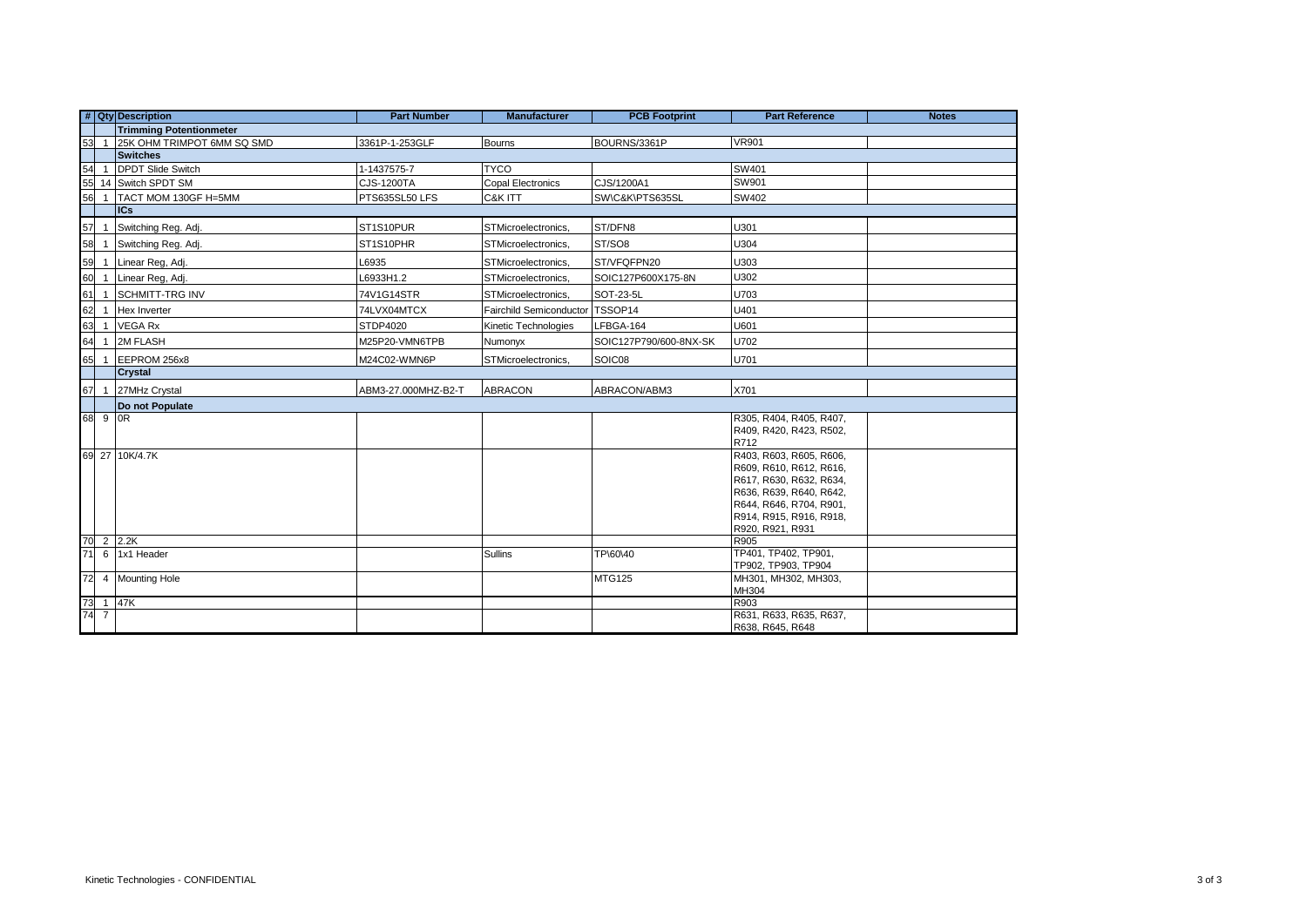| # | Qty | Description | Part Number | Manufacturer | PCB Footprint | Part Reference | Notes |
|---|---|---|---|---|---|---|---|
| | | **Trimming Potentionmeter** | | | | | |
| 53 | 1 | 25K OHM TRIMPOT 6MM SQ SMD | 3361P-1-253GLF | Bourns | BOURNS/3361P | VR901 | |
| | | **Switches** | | | | | |
| 54 | 1 | DPDT Slide Switch | 1-1437575-7 | TYCO | | SW401 | |
| 55 | 14 | Switch SPDT SM | CJS-1200TA | Copal Electronics | CJS/1200A1 | SW901 | |
| 56 | 1 | TACT MOM 130GF H=5MM | PTS635SL50 LFS | C&K ITT | SW\C&K\PTS635SL | SW402 | |
| | | **ICs** | | | | | |
| 57 | 1 | Switching Reg. Adj. | ST1S10PUR | STMicroelectronics, | ST/DFN8 | U301 | |
| 58 | 1 | Switching Reg. Adj. | ST1S10PHR | STMicroelectronics, | ST/SO8 | U304 | |
| 59 | 1 | Linear Reg, Adj. | L6935 | STMicroelectronics, | ST/VFQFPN20 | U303 | |
| 60 | 1 | Linear Reg, Adj. | L6933H1.2 | STMicroelectronics, | SOIC127P600X175-8N | U302 | |
| 61 | 1 | SCHMITT-TRG INV | 74V1G14STR | STMicroelectronics, | SOT-23-5L | U703 | |
| 62 | 1 | Hex Inverter | 74LVX04MTCX | Fairchild Semiconductor | TSSOP14 | U401 | |
| 63 | 1 | VEGA Rx | STDP4020 | Kinetic Technologies | LFBGA-164 | U601 | |
| 64 | 1 | 2M FLASH | M25P20-VMN6TPB | Numonyx | SOIC127P790/600-8NX-SK | U702 | |
| 65 | 1 | EEPROM 256x8 | M24C02-WMN6P | STMicroelectronics, | SOIC08 | U701 | |
| | | **Crystal** | | | | | |
| 67 | 1 | 27MHz Crystal | ABM3-27.000MHZ-B2-T | ABRACON | ABRACON/ABM3 | X701 | |
| | | **Do not Populate** | | | | | |
| 68 | 9 | 0R | | | | R305, R404, R405, R407, R409, R420, R423, R502, R712 | |
| 69 | 27 | 10K/4.7K | | | | R403, R603, R605, R606, R609, R610, R612, R616, R617, R630, R632, R634, R636, R639, R640, R642, R644, R646, R704, R901, R914, R915, R916, R918, R920, R921, R931 | |
| 70 | 2 | 2.2K | | | | R905 | |
| 71 | 6 | 1x1 Header | | Sullins | TP\60\40 | TP401, TP402, TP901, TP902, TP903, TP904 | |
| 72 | 4 | Mounting Hole | | | MTG125 | MH301, MH302, MH303, MH304 | |
| 73 | 1 | 47K | | | | R903 | |
| 74 | 7 | | | | | R631, R633, R635, R637, R638, R645, R648 | |

Kinetic Technologies - CONFIDENTIAL